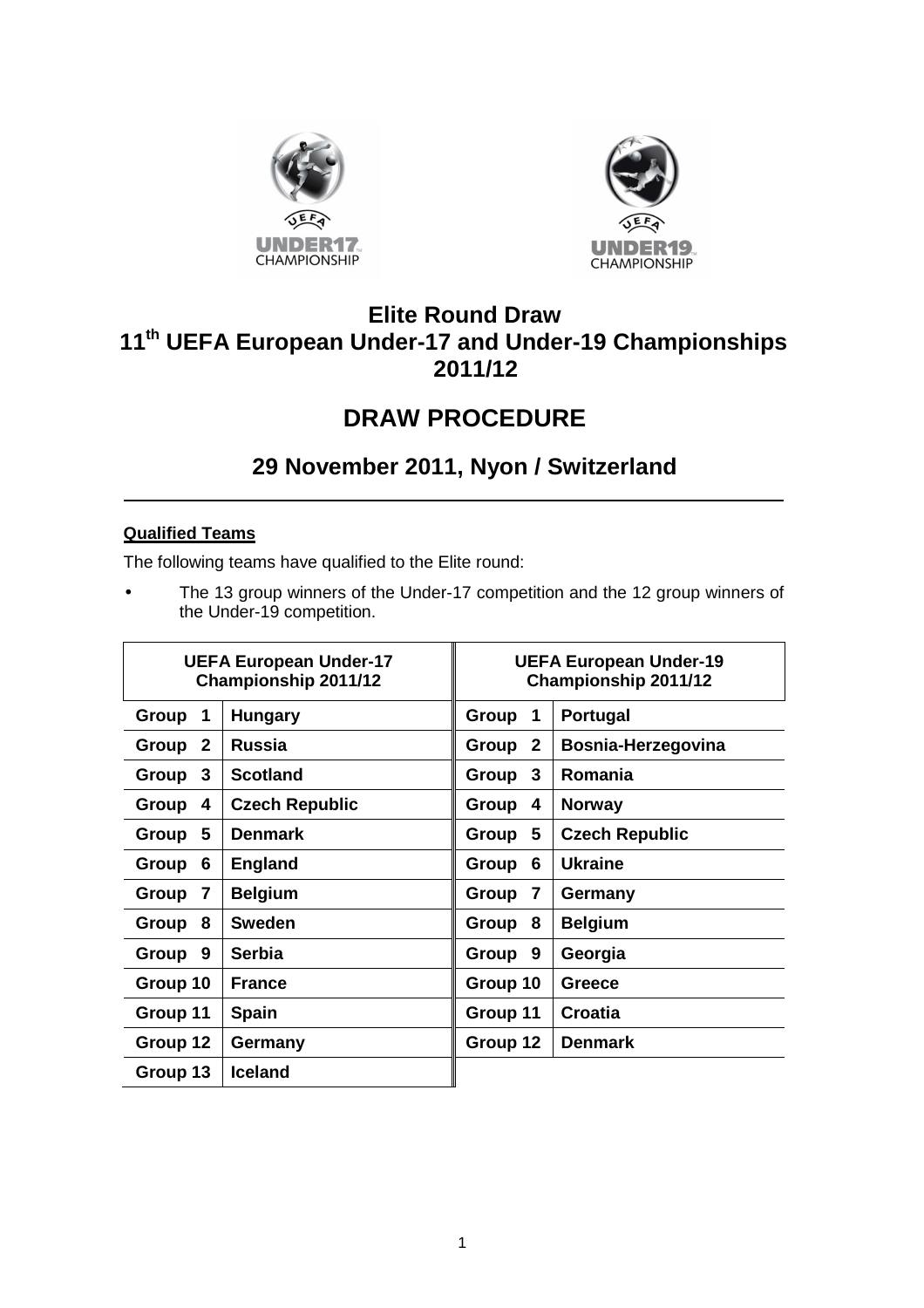# Elite Round Draw
# 11th UEFA European Under-17 and Under-19 Championships 2011/12

# DRAW PROCEDURE

## 29 November 2011, Nyon / Switzerland

---

**Qualified Teams**

The following teams have qualified to the Elite round:

- The 13 group winners of the Under-17 competition and the 12 group winners of the Under-19 competition.

| UEFA European Under-17 Championship 2011/12 | | UEFA European Under-19 Championship 2011/12 | |
|---|---|---|---|
| Group 1 | Hungary | Group 1 | Portugal |
| Group 2 | Russia | Group 2 | Bosnia-Herzegovina |
| Group 3 | Scotland | Group 3 | Romania |
| Group 4 | Czech Republic | Group 4 | Norway |
| Group 5 | Denmark | Group 5 | Czech Republic |
| Group 6 | England | Group 6 | Ukraine |
| Group 7 | Belgium | Group 7 | Germany |
| Group 8 | Sweden | Group 8 | Belgium |
| Group 9 | Serbia | Group 9 | Georgia |
| Group 10 | France | Group 10 | Greece |
| Group 11 | Spain | Group 11 | Croatia |
| Group 12 | Germany | Group 12 | Denmark |
| Group 13 | Iceland | | |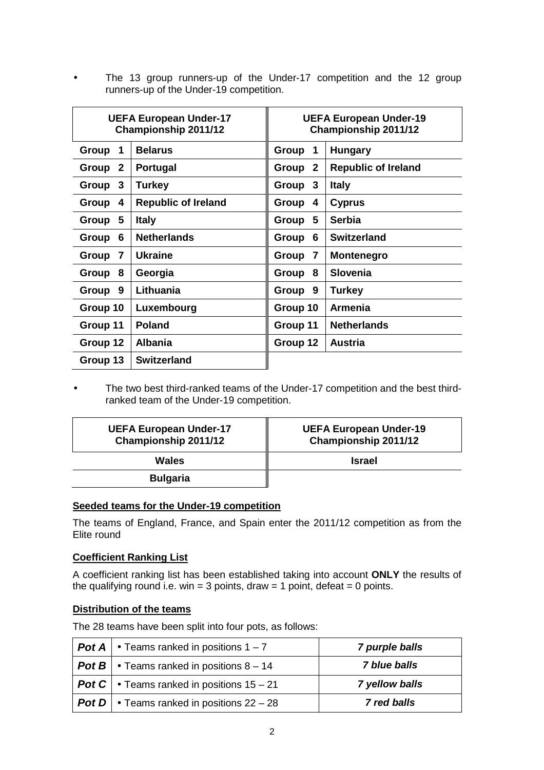- The 13 group runners-up of the Under-17 competition and the 12 group runners-up of the Under-19 competition.

| UEFA European Under-17 Championship 2011/12 | | UEFA European Under-19 Championship 2011/12 | |
|---|---|---|---|
| **Group 1** | **Belarus** | **Group 1** | **Hungary** |
| **Group 2** | **Portugal** | **Group 2** | **Republic of Ireland** |
| **Group 3** | **Turkey** | **Group 3** | **Italy** |
| **Group 4** | **Republic of Ireland** | **Group 4** | **Cyprus** |
| **Group 5** | **Italy** | **Group 5** | **Serbia** |
| **Group 6** | **Netherlands** | **Group 6** | **Switzerland** |
| **Group 7** | **Ukraine** | **Group 7** | **Montenegro** |
| **Group 8** | **Georgia** | **Group 8** | **Slovenia** |
| **Group 9** | **Lithuania** | **Group 9** | **Turkey** |
| **Group 10** | **Luxembourg** | **Group 10** | **Armenia** |
| **Group 11** | **Poland** | **Group 11** | **Netherlands** |
| **Group 12** | **Albania** | **Group 12** | **Austria** |
| **Group 13** | **Switzerland** | | |

- The two best third-ranked teams of the Under-17 competition and the best third-ranked team of the Under-19 competition.

| UEFA European Under-17 Championship 2011/12 | UEFA European Under-19 Championship 2011/12 |
|---|---|
| **Wales** | **Israel** |
| **Bulgaria** | |

**Seeded teams for the Under-19 competition**

The teams of England, France, and Spain enter the 2011/12 competition as from the Elite round

**Coefficient Ranking List**

A coefficient ranking list has been established taking into account **ONLY** the results of the qualifying round i.e. win = 3 points, draw = 1 point, defeat = 0 points.

**Distribution of the teams**

The 28 teams have been split into four pots, as follows:

| | | |
|---|---|---|
| ***Pot A*** | • Teams ranked in positions 1 – 7 | ***7 purple balls*** |
| ***Pot B*** | • Teams ranked in positions 8 – 14 | ***7 blue balls*** |
| ***Pot C*** | • Teams ranked in positions 15 – 21 | ***7 yellow balls*** |
| ***Pot D*** | • Teams ranked in positions 22 – 28 | ***7 red balls*** |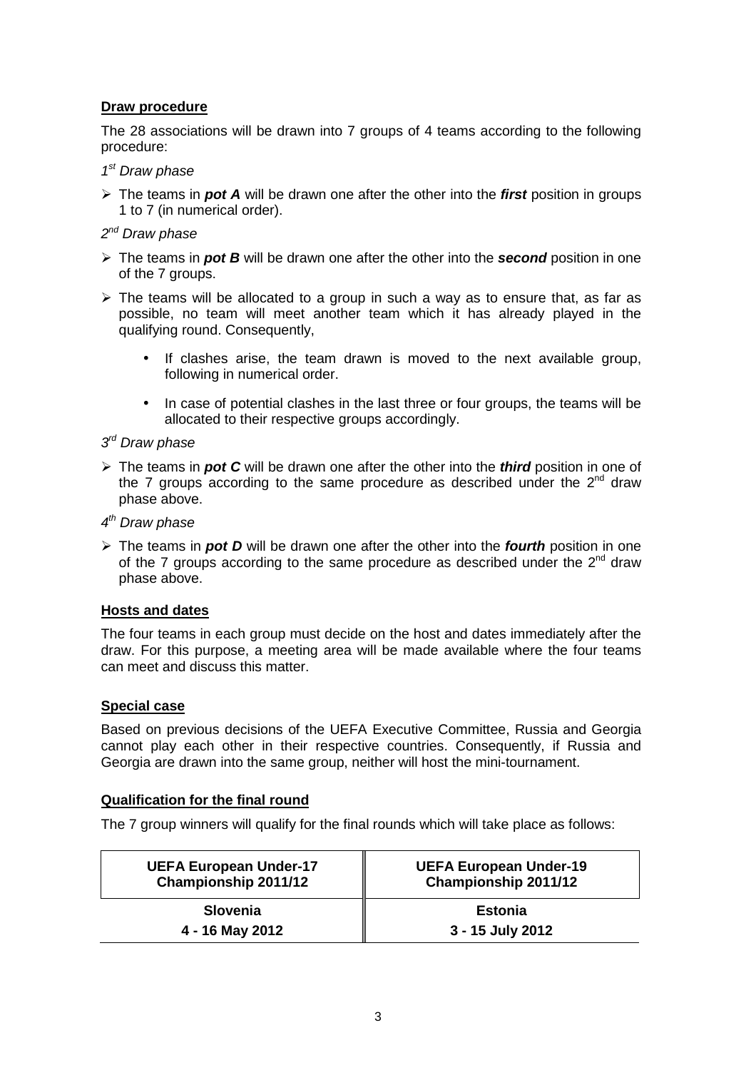## Draw procedure

The 28 associations will be drawn into 7 groups of 4 teams according to the following procedure:

*1st Draw phase*

- The teams in ***pot A*** will be drawn one after the other into the ***first*** position in groups 1 to 7 (in numerical order).

*2nd Draw phase*

- The teams in ***pot B*** will be drawn one after the other into the ***second*** position in one of the 7 groups.
- The teams will be allocated to a group in such a way as to ensure that, as far as possible, no team will meet another team which it has already played in the qualifying round. Consequently,
  - If clashes arise, the team drawn is moved to the next available group, following in numerical order.
  - In case of potential clashes in the last three or four groups, the teams will be allocated to their respective groups accordingly.

*3rd Draw phase*

- The teams in ***pot C*** will be drawn one after the other into the ***third*** position in one of the 7 groups according to the same procedure as described under the 2nd draw phase above.

*4th Draw phase*

- The teams in ***pot D*** will be drawn one after the other into the ***fourth*** position in one of the 7 groups according to the same procedure as described under the 2nd draw phase above.

## Hosts and dates

The four teams in each group must decide on the host and dates immediately after the draw. For this purpose, a meeting area will be made available where the four teams can meet and discuss this matter.

## Special case

Based on previous decisions of the UEFA Executive Committee, Russia and Georgia cannot play each other in their respective countries. Consequently, if Russia and Georgia are drawn into the same group, neither will host the mini-tournament.

## Qualification for the final round

The 7 group winners will qualify for the final rounds which will take place as follows:

| **UEFA European Under-17 Championship 2011/12** | **UEFA European Under-19 Championship 2011/12** |
|---|---|
| **Slovenia** | **Estonia** |
| **4 - 16 May 2012** | **3 - 15 July 2012** |